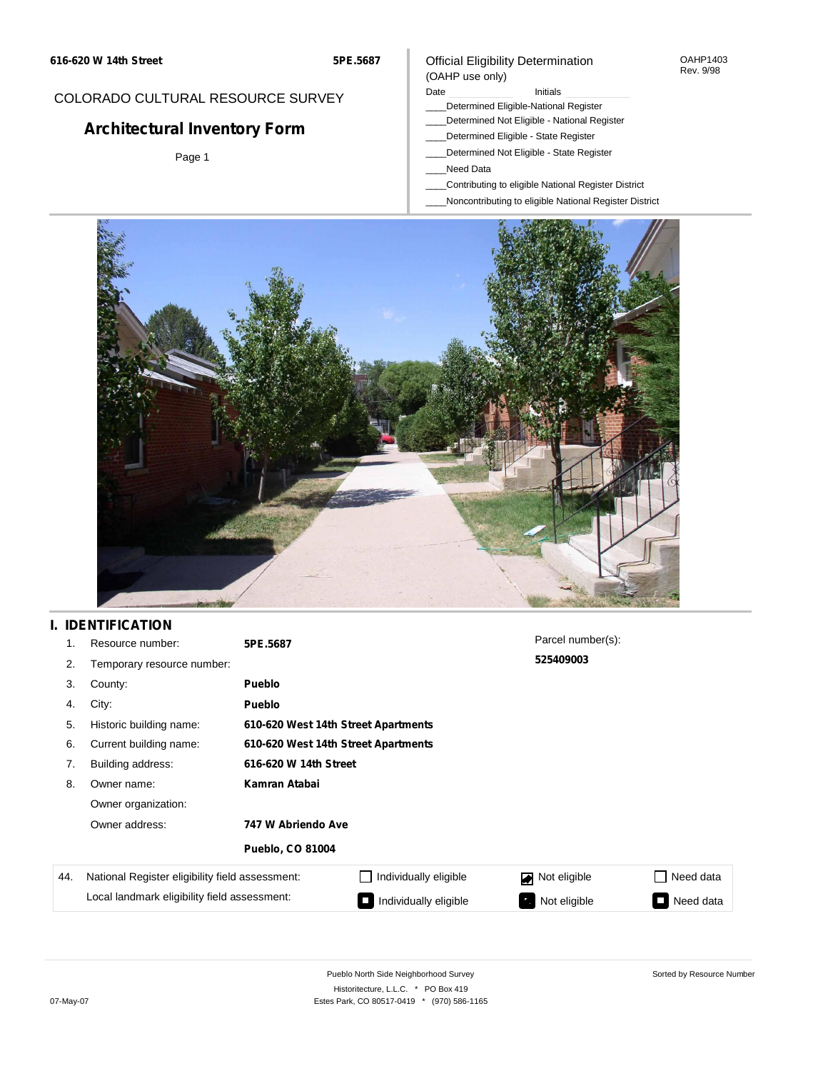**616-620 W 14th Street** **5PE.5687**

COLORADO CULTURAL RESOURCE SURVEY

# Architectural Inventory Form

Official Eligibility Determination
(OAHP use only)

OAHP1403
Rev. 9/98

Date ________ Initials ________

____Determined Eligible-National Register
____Determined Not Eligible - National Register
____Determined Eligible - State Register
____Determined Not Eligible - State Register
____Need Data
____Contributing to eligible National Register District
____Noncontributing to eligible National Register District

## I. IDENTIFICATION

| | | |
|---|---|---|
| 1. | Resource number: | **5PE.5687** |
| 2. | Temporary resource number: | |
| 3. | County: | **Pueblo** |
| 4. | City: | **Pueblo** |
| 5. | Historic building name: | **610-620 West 14th Street Apartments** |
| 6. | Current building name: | **610-620 West 14th Street Apartments** |
| 7. | Building address: | **616-620 W 14th Street** |
| 8. | Owner name: | **Kamran Atabai** |
| | Owner organization: | |
| | Owner address: | **747 W Abriendo Ave** |
| | | **Pueblo, CO 81004** |

Parcel number(s):
**525409003**

| 44. | | | | |
|---|---|---|---|---|
| National Register eligibility field assessment: | ☐ Individually eligible | ☑ Not eligible | ☐ Need data |
| Local landmark eligibility field assessment: | ☐ Individually eligible | ☐ Not eligible | ☐ Need data |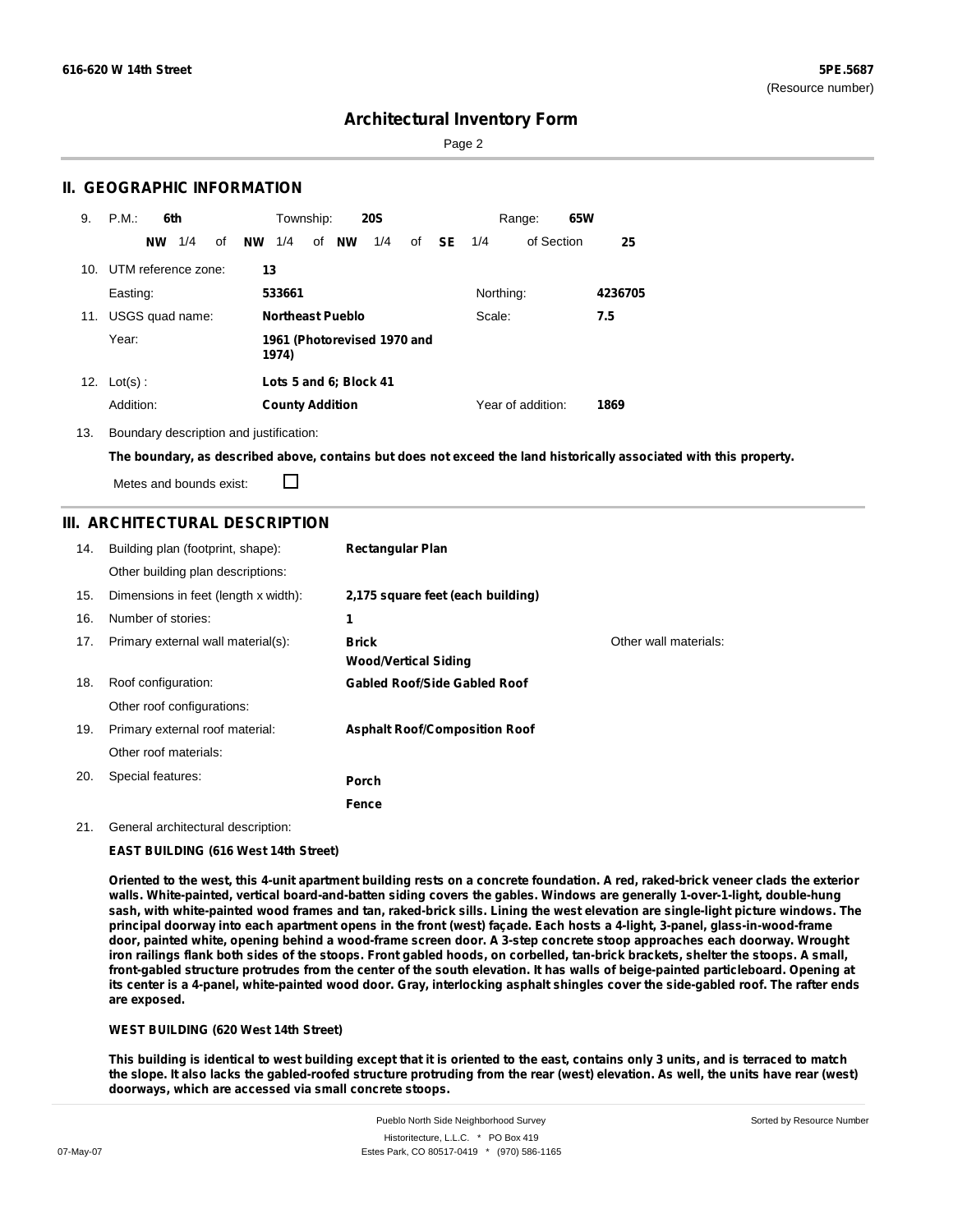# Architectural Inventory Form

## II. GEOGRAPHIC INFORMATION

9. P.M.: **6th** Township: **20S** Range: **65W**
   **NW** 1/4 of **NW** 1/4 of **NW** 1/4 of **SE** 1/4 of Section **25**

10. UTM reference zone: **13**
    Easting: **533661** Northing: **4236705**

11. USGS quad name: **Northeast Pueblo** Scale: **7.5**
    Year: **1961 (Photorevised 1970 and 1974)**

12. Lot(s): **Lots 5 and 6; Block 41**
    Addition: **County Addition** Year of addition: **1869**

13. Boundary description and justification:

**The boundary, as described above, contains but does not exceed the land historically associated with this property.**

Metes and bounds exist: ☐

## III. ARCHITECTURAL DESCRIPTION

14. Building plan (footprint, shape): **Rectangular Plan**
    Other building plan descriptions:

15. Dimensions in feet (length x width): **2,175 square feet (each building)**

16. Number of stories: **1**

17. Primary external wall material(s): **Brick**, **Wood/Vertical Siding**
    Other wall materials:

18. Roof configuration: **Gabled Roof/Side Gabled Roof**
    Other roof configurations:

19. Primary external roof material: **Asphalt Roof/Composition Roof**
    Other roof materials:

20. Special features: **Porch**, **Fence**

21. General architectural description:

**EAST BUILDING (616 West 14th Street)**

**Oriented to the west, this 4-unit apartment building rests on a concrete foundation. A red, raked-brick veneer clads the exterior walls. White-painted, vertical board-and-batten siding covers the gables. Windows are generally 1-over-1-light, double-hung sash, with white-painted wood frames and tan, raked-brick sills. Lining the west elevation are single-light picture windows. The principal doorway into each apartment opens in the front (west) façade. Each hosts a 4-light, 3-panel, glass-in-wood-frame door, painted white, opening behind a wood-frame screen door. A 3-step concrete stoop approaches each doorway. Wrought iron railings flank both sides of the stoops. Front gabled hoods, on corbelled, tan-brick brackets, shelter the stoops. A small, front-gabled structure protrudes from the center of the south elevation. It has walls of beige-painted particleboard. Opening at its center is a 4-panel, white-painted wood door. Gray, interlocking asphalt shingles cover the side-gabled roof. The rafter ends are exposed.**

**WEST BUILDING (620 West 14th Street)**

**This building is identical to west building except that it is oriented to the east, contains only 3 units, and is terraced to match the slope. It also lacks the gabled-roofed structure protruding from the rear (west) elevation. As well, the units have rear (west) doorways, which are accessed via small concrete stoops.**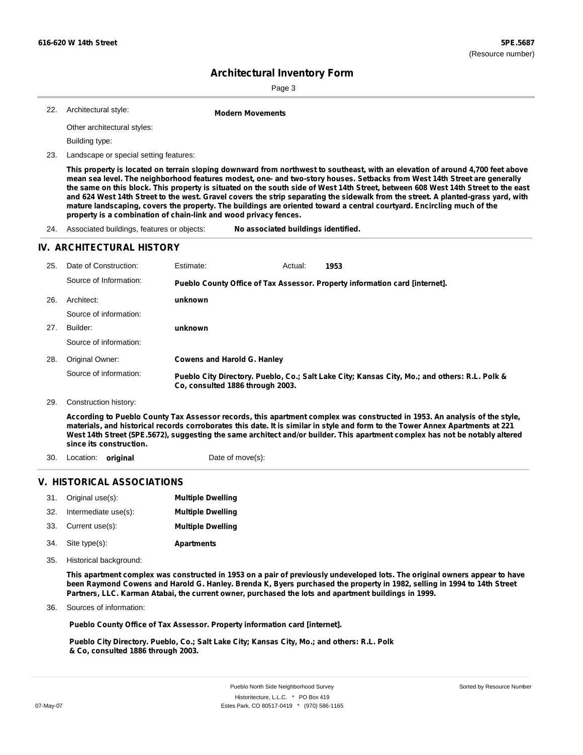## Architectual Inventory Form

22. Architectural style: **Modern Movements**

Other architectural styles:

Building type:

23. Landscape or special setting features:

**This property is located on terrain sloping downward from northwest to southeast, with an elevation of around 4,700 feet above mean sea level. The neighborhood features modest, one- and two-story houses. Setbacks from West 14th Street are generally the same on this block. This property is situated on the south side of West 14th Street, between 608 West 14th Street to the east and 624 West 14th Street to the west. Gravel covers the strip separating the sidewalk from the street. A planted-grass yard, with mature landscaping, covers the property. The buildings are oriented toward a central courtyard. Encircling much of the property is a combination of chain-link and wood privacy fences.**

24. Associated buildings, features or objects: **No associated buildings identified.**

## IV. ARCHITECTURAL HISTORY

25. Date of Construction: Estimate: Actual: **1953**

Source of Information: **Pueblo County Office of Tax Assessor. Property information card [internet].**

26. Architect: **unknown**

Source of information:

27. Builder: **unknown**

Source of information:

28. Original Owner: **Cowens and Harold G. Hanley**

Source of information: **Pueblo City Directory. Pueblo, Co.; Salt Lake City; Kansas City, Mo.; and others: R.L. Polk & Co, consulted 1886 through 2003.**

29. Construction history:

**According to Pueblo County Tax Assessor records, this apartment complex was constructed in 1953. An analysis of the style, materials, and historical records corroborates this date. It is similar in style and form to the Tower Annex Apartments at 221 West 14th Street (5PE.5672), suggesting the same architect and/or builder. This apartment complex has not been notably altered since its construction.**

30. Location: **original** Date of move(s):

## V. HISTORICAL ASSOCIATIONS

31. Original use(s): **Multiple Dwelling**
32. Intermediate use(s): **Multiple Dwelling**
33. Current use(s): **Multiple Dwelling**
34. Site type(s): **Apartments**
35. Historical background:

**This apartment complex was constructed in 1953 on a pair of previously undeveloped lots. The original owners appear to have been Raymond Cowens and Harold G. Hanley. Brenda K, Byers purchased the property in 1982, selling in 1994 to 14th Street Partners, LLC. Karman Atabai, the current owner, purchased the lots and apartment buildings in 1999.**

36. Sources of information:

**Pueblo County Office of Tax Assessor. Property information card [internet].**

**Pueblo City Directory. Pueblo, Co.; Salt Lake City; Kansas City, Mo.; and others: R.L. Polk & Co, consulted 1886 through 2003.**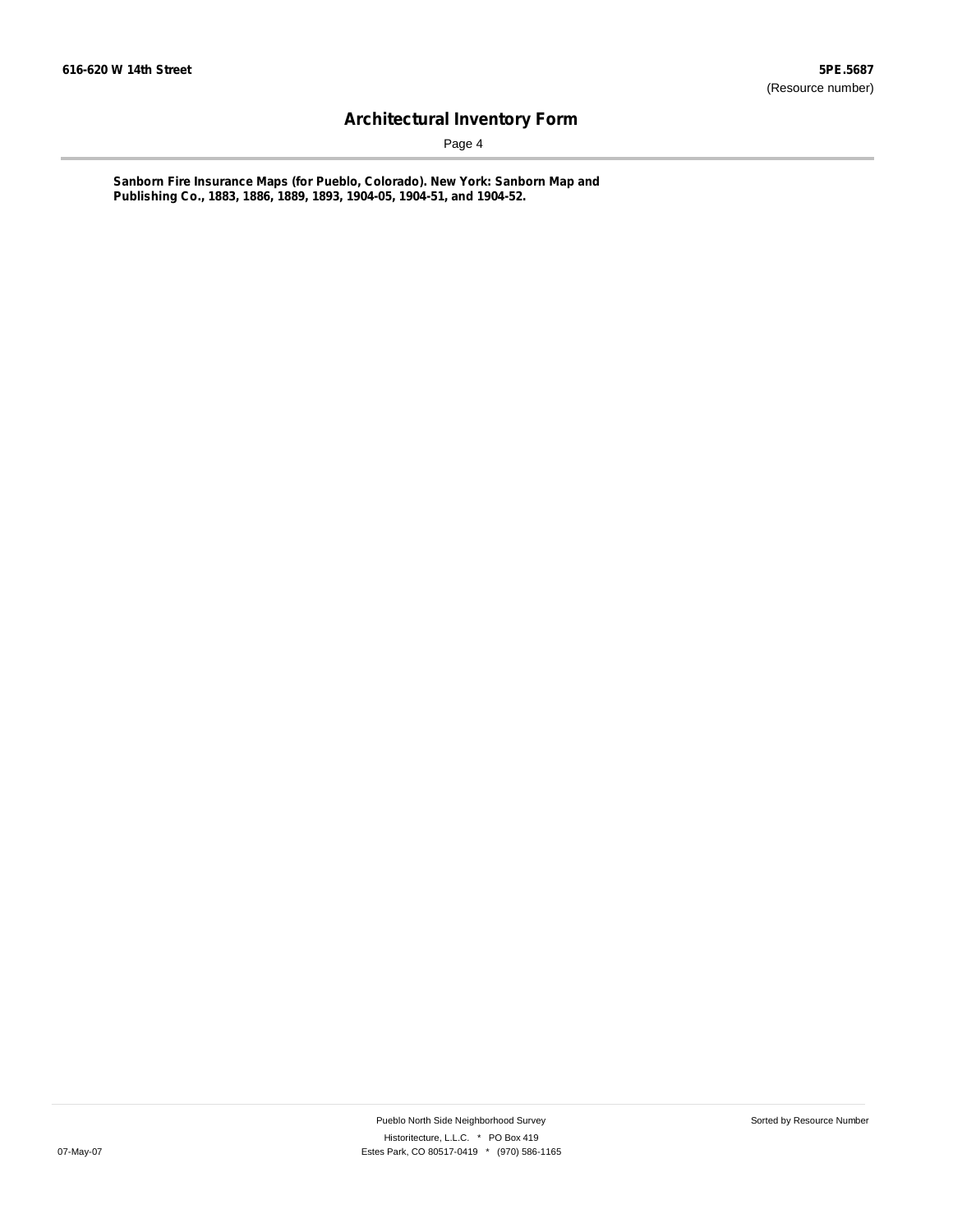**Sanborn Fire Insurance Maps (for Pueblo, Colorado). New York: Sanborn Map and Publishing Co., 1883, 1886, 1889, 1893, 1904-05, 1904-51, and 1904-52.**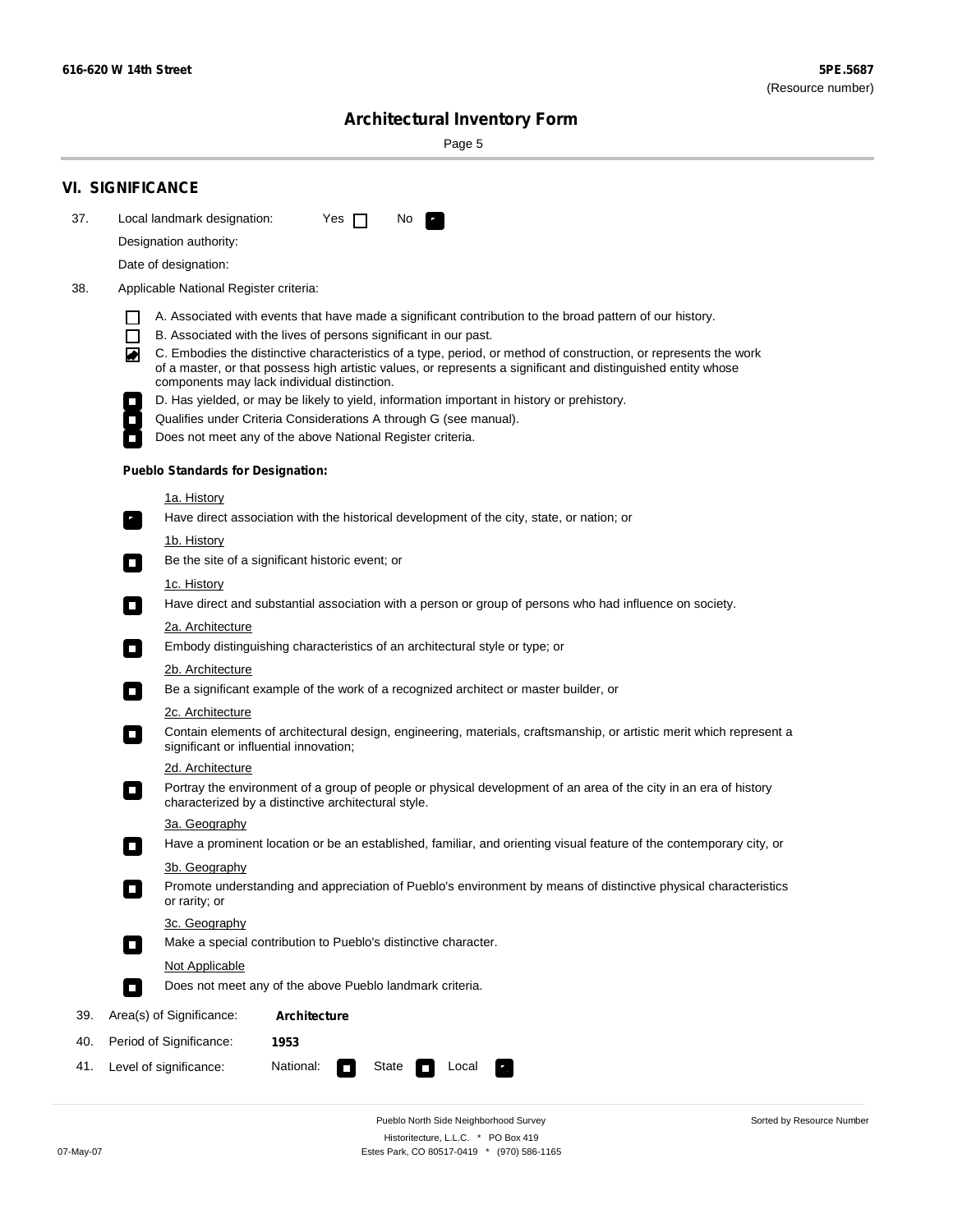**616-620 W 14th Street** **5PE.5687**
(Resource number)

## Architectural Inventory Form

## VI. SIGNIFICANCE

37. Local landmark designation: Yes ☐ No ☑

Designation authority:

Date of designation:

38. Applicable National Register criteria:

- ☐ A. Associated with events that have made a significant contribution to the broad pattern of our history.
- ☐ B. Associated with the lives of persons significant in our past.
- ☑ C. Embodies the distinctive characteristics of a type, period, or method of construction, or represents the work of a master, or that possess high artistic values, or represents a significant and distinguished entity whose components may lack individual distinction.
- ☐ D. Has yielded, or may be likely to yield, information important in history or prehistory.
- ☐ Qualifies under Criteria Considerations A through G (see manual).
- ☐ Does not meet any of the above National Register criteria.

**Pueblo Standards for Designation:**

1a. History
- ☑ Have direct association with the historical development of the city, state, or nation; or

1b. History
- ☐ Be the site of a significant historic event; or

1c. History
- ☐ Have direct and substantial association with a person or group of persons who had influence on society.

2a. Architecture
- ☐ Embody distinguishing characteristics of an architectural style or type; or

2b. Architecture
- ☐ Be a significant example of the work of a recognized architect or master builder, or

2c. Architecture
- ☐ Contain elements of architectural design, engineering, materials, craftsmanship, or artistic merit which represent a significant or influential innovation;

2d. Architecture
- ☐ Portray the environment of a group of people or physical development of an area of the city in an era of history characterized by a distinctive architectural style.

3a. Geography
- ☐ Have a prominent location or be an established, familiar, and orienting visual feature of the contemporary city, or

3b. Geography
- ☐ Promote understanding and appreciation of Pueblo's environment by means of distinctive physical characteristics or rarity; or

3c. Geography
- ☐ Make a special contribution to Pueblo's distinctive character.

Not Applicable
- ☐ Does not meet any of the above Pueblo landmark criteria.

39. Area(s) of Significance: **Architecture**

40. Period of Significance: **1953**

41. Level of significance: National: ☐ State ☐ Local ☑

Pueblo North Side Neighborhood Survey
Historitecture, L.L.C. * PO Box 419
Estes Park, CO 80517-0419 * (970) 586-1165

07-May-07 Sorted by Resource Number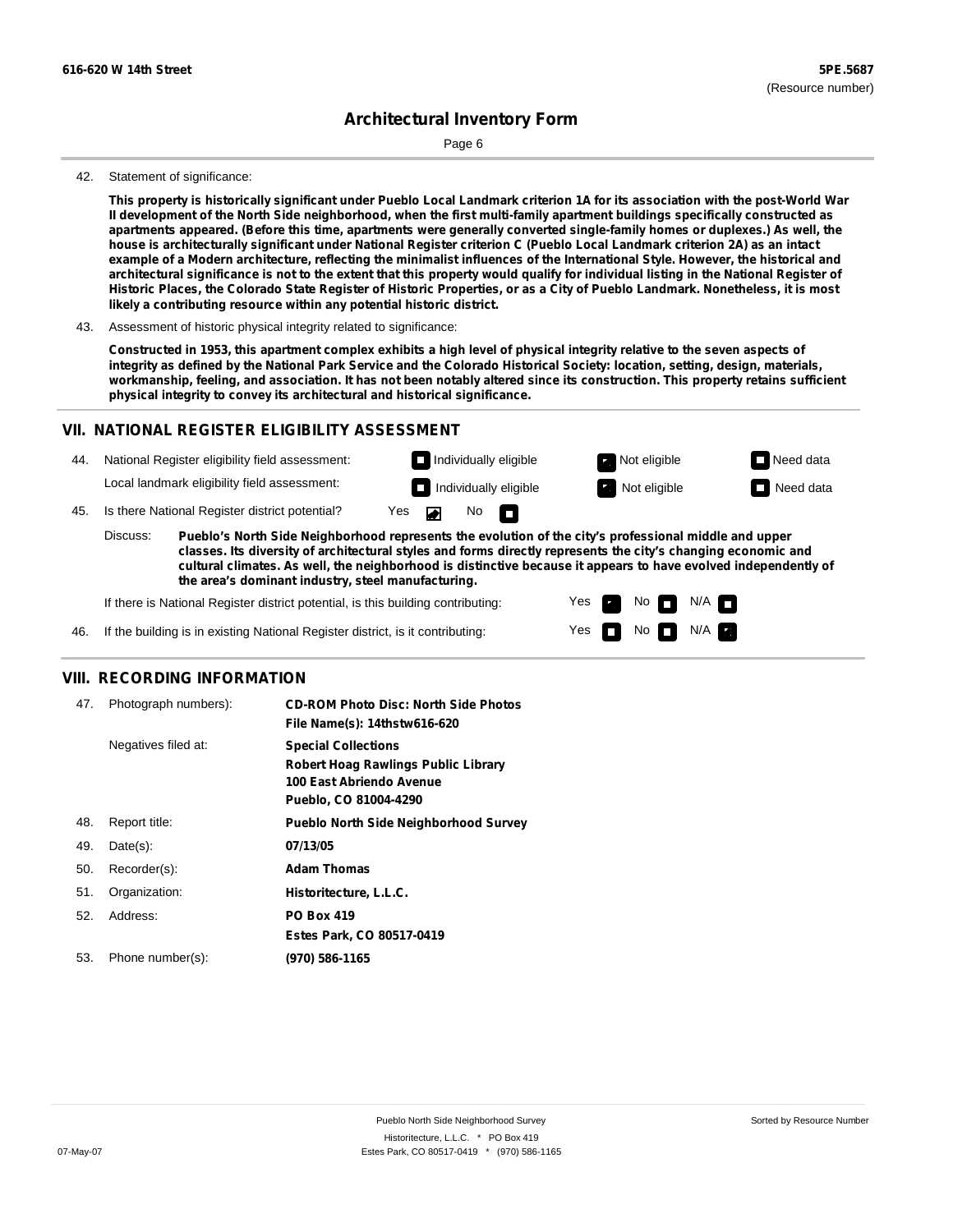**616-620 W 14th Street** **5PE.5687**
(Resource number)

# Architectural Inventory Form

42. Statement of significance:

**This property is historically significant under Pueblo Local Landmark criterion 1A for its association with the post-World War II development of the North Side neighborhood, when the first multi-family apartment buildings specifically constructed as apartments appeared. (Before this time, apartments were generally converted single-family homes or duplexes.) As well, the house is architecturally significant under National Register criterion C (Pueblo Local Landmark criterion 2A) as an intact example of a Modern architecture, reflecting the minimalist influences of the International Style. However, the historical and architectural significance is not to the extent that this property would qualify for individual listing in the National Register of Historic Places, the Colorado State Register of Historic Properties, or as a City of Pueblo Landmark. Nonetheless, it is most likely a contributing resource within any potential historic district.**

43. Assessment of historic physical integrity related to significance:

**Constructed in 1953, this apartment complex exhibits a high level of physical integrity relative to the seven aspects of integrity as defined by the National Park Service and the Colorado Historical Society: location, setting, design, materials, workmanship, feeling, and association. It has not been notably altered since its construction. This property retains sufficient physical integrity to convey its architectural and historical significance.**

## VII. NATIONAL REGISTER ELIGIBILITY ASSESSMENT

44. National Register eligibility field assessment: ☐ Individually eligible ☑ Not eligible ☐ Need data

Local landmark eligibility field assessment: ☐ Individually eligible ☑ Not eligible ☐ Need data

45. Is there National Register district potential? Yes ☑ No ☐

Discuss: **Pueblo's North Side Neighborhood represents the evolution of the city's professional middle and upper classes. Its diversity of architectural styles and forms directly represents the city's changing economic and cultural climates. As well, the neighborhood is distinctive because it appears to have evolved independently of the area's dominant industry, steel manufacturing.**

If there is National Register district potential, is this building contributing: Yes ☑ No ☐ N/A ☐

46. If the building is in existing National Register district, is it contributing: Yes ☐ No ☐ N/A ☑

## VIII. RECORDING INFORMATION

47. Photograph numbers): **CD-ROM Photo Disc: North Side Photos**
**File Name(s): 14thstw616-620**

Negatives filed at: **Special Collections**
**Robert Hoag Rawlings Public Library**
**100 East Abriendo Avenue**
**Pueblo, CO 81004-4290**

48. Report title: **Pueblo North Side Neighborhood Survey**

49. Date(s): **07/13/05**

50. Recorder(s): **Adam Thomas**

51. Organization: **Historitecture, L.L.C.**

52. Address: **PO Box 419**
**Estes Park, CO 80517-0419**

53. Phone number(s): **(970) 586-1165**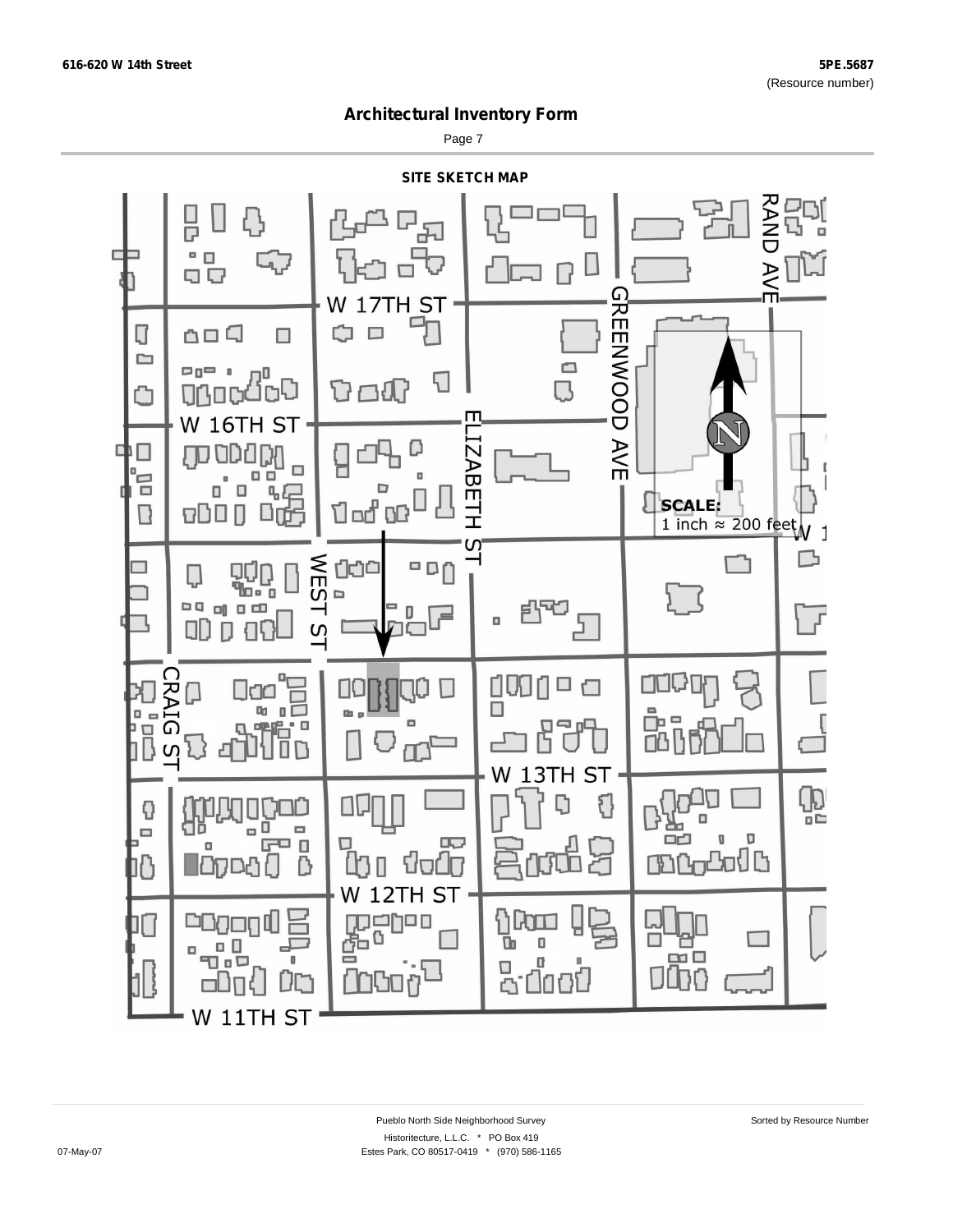## Architectural Inventory Form

### SITE SKETCH MAP

W 17TH ST

W 16TH ST

W 13TH ST

W 12TH ST

W 11TH ST

CRAIG ST

WEST ST

ELIZABETH ST

GREENWOOD AVE

RAND AVE

SCALE:
1 inch ≈ 200 feet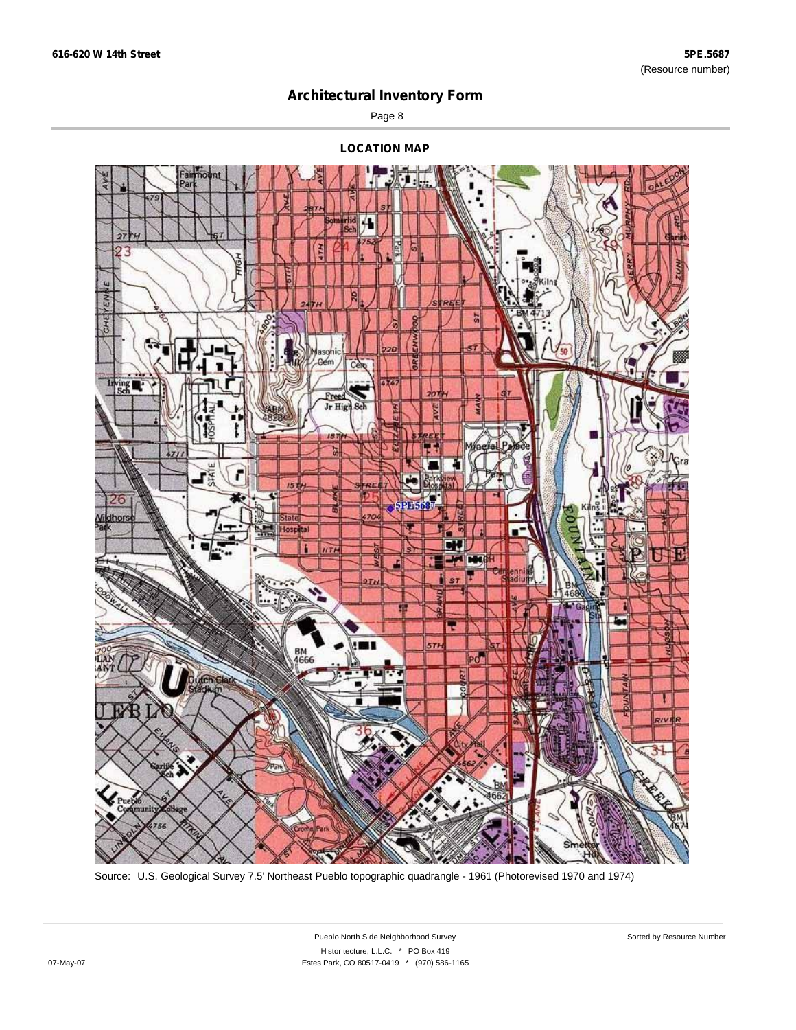# Architectural Inventory Form

## LOCATION MAP

Source: U.S. Geological Survey 7.5' Northeast Pueblo topographic quadrangle - 1961 (Photorevised 1970 and 1974)